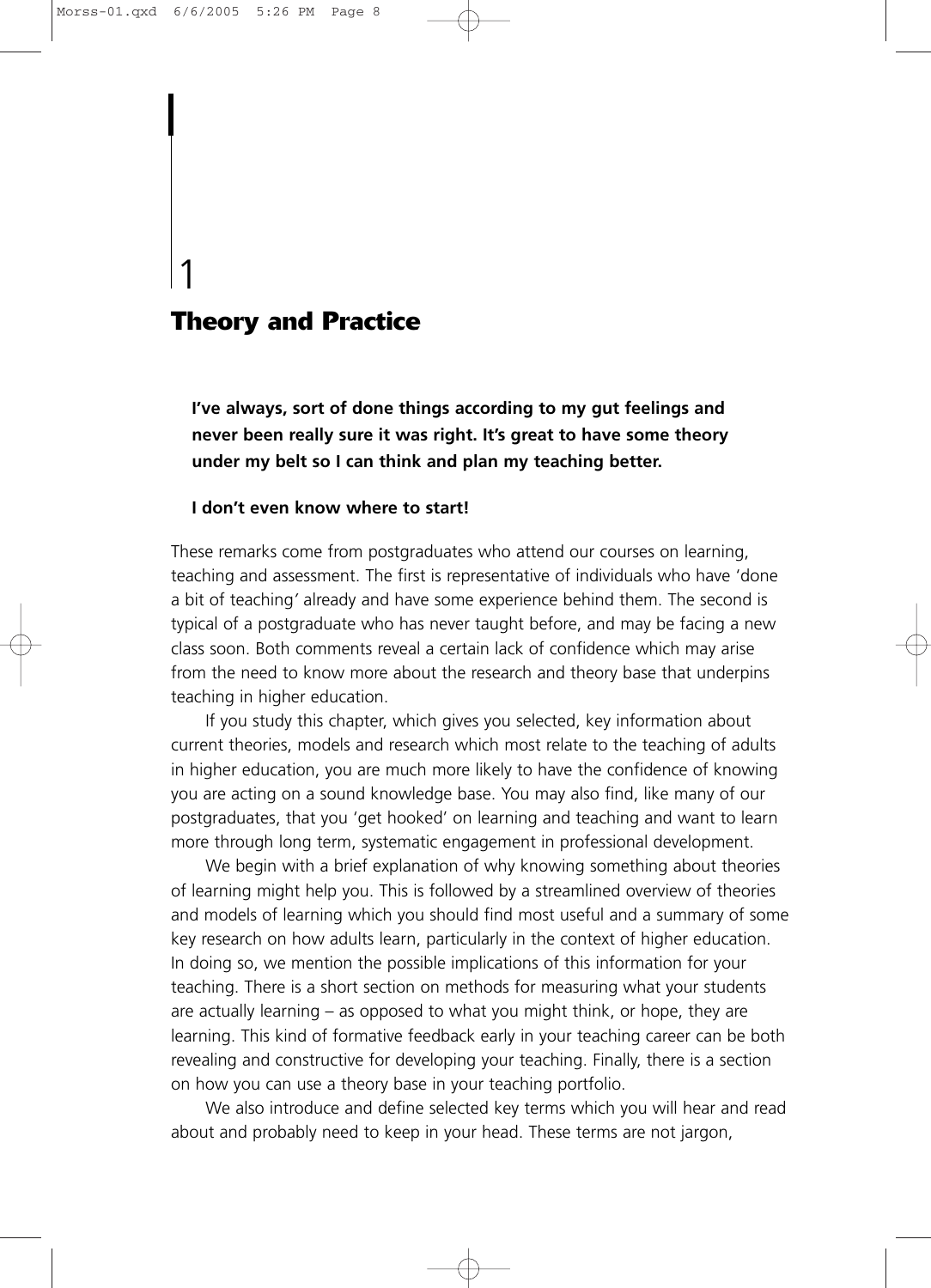# 1

# Theory and Practice

**I've always, sort of done things according to my gut feelings and never been really sure it was right. It's great to have some theory under my belt so I can think and plan my teaching better.**

**I don't even know where to start!**

These remarks come from postgraduates who attend our courses on learning, teaching and assessment. The first is representative of individuals who have 'done a bit of teaching' already and have some experience behind them. The second is typical of a postgraduate who has never taught before, and may be facing a new class soon. Both comments reveal a certain lack of confidence which may arise from the need to know more about the research and theory base that underpins teaching in higher education.

If you study this chapter, which gives you selected, key information about current theories, models and research which most relate to the teaching of adults in higher education, you are much more likely to have the confidence of knowing you are acting on a sound knowledge base. You may also find, like many of our postgraduates, that you 'get hooked' on learning and teaching and want to learn more through long term, systematic engagement in professional development.

We begin with a brief explanation of why knowing something about theories of learning might help you. This is followed by a streamlined overview of theories and models of learning which you should find most useful and a summary of some key research on how adults learn, particularly in the context of higher education. In doing so, we mention the possible implications of this information for your teaching. There is a short section on methods for measuring what your students are actually learning – as opposed to what you might think, or hope, they are learning. This kind of formative feedback early in your teaching career can be both revealing and constructive for developing your teaching. Finally, there is a section on how you can use a theory base in your teaching portfolio.

We also introduce and define selected key terms which you will hear and read about and probably need to keep in your head. These terms are not jargon,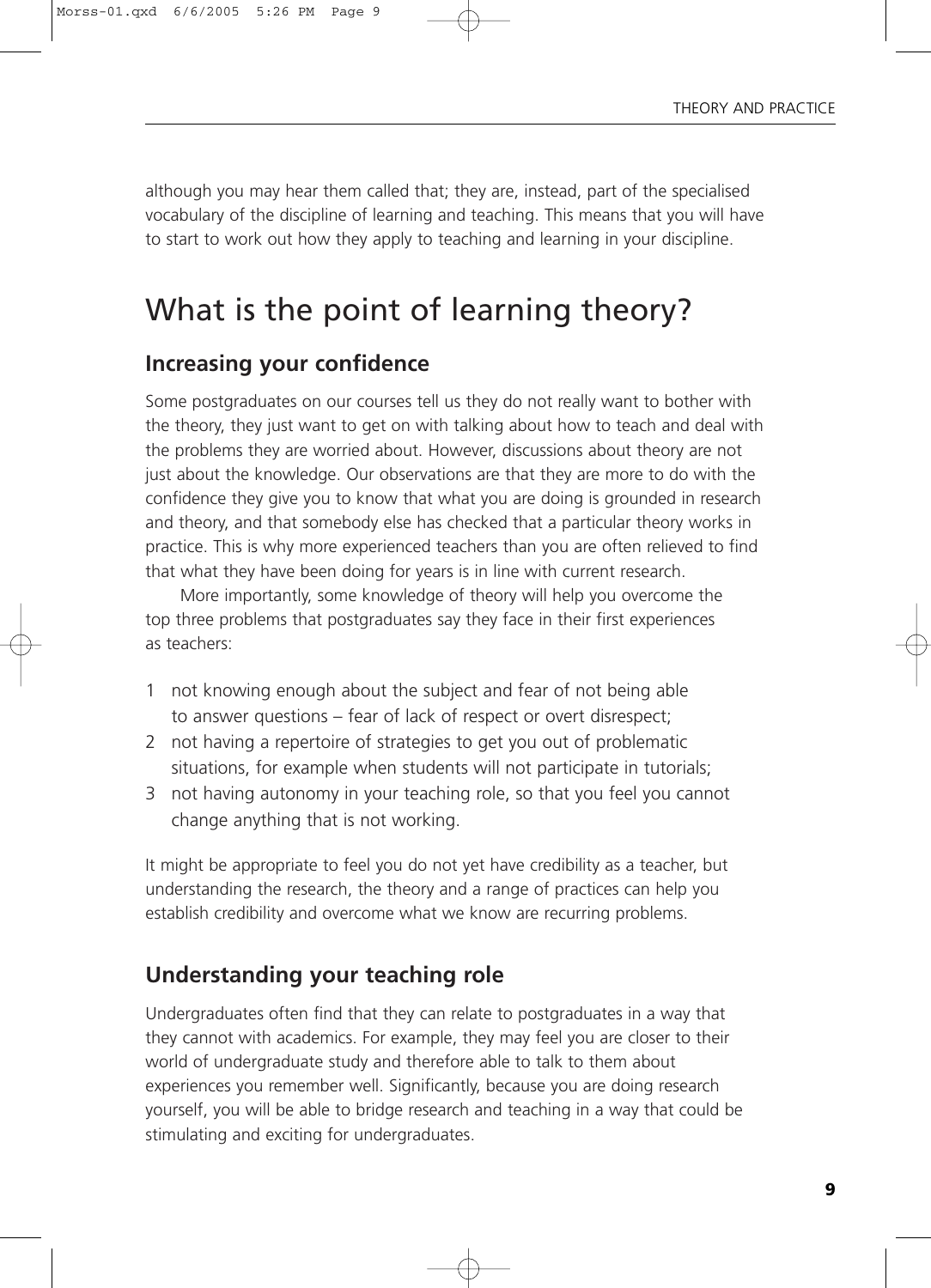although you may hear them called that; they are, instead, part of the specialised vocabulary of the discipline of learning and teaching. This means that you will have to start to work out how they apply to teaching and learning in your discipline.

# What is the point of learning theory?

## Increasing your confidence

Some postgraduates on our courses tell us they do not really want to bother with the theory, they just want to get on with talking about how to teach and deal with the problems they are worried about. However, discussions about theory are not just about the knowledge. Our observations are that they are more to do with the confidence they give you to know that what you are doing is grounded in research and theory, and that somebody else has checked that a particular theory works in practice. This is why more experienced teachers than you are often relieved to find that what they have been doing for years is in line with current research.

More importantly, some knowledge of theory will help you overcome the top three problems that postgraduates say they face in their first experiences as teachers:

1. not knowing enough about the subject and fear of not being able to answer questions – fear of lack of respect or overt disrespect;
2. not having a repertoire of strategies to get you out of problematic situations, for example when students will not participate in tutorials;
3. not having autonomy in your teaching role, so that you feel you cannot change anything that is not working.

It might be appropriate to feel you do not yet have credibility as a teacher, but understanding the research, the theory and a range of practices can help you establish credibility and overcome what we know are recurring problems.

## Understanding your teaching role

Undergraduates often find that they can relate to postgraduates in a way that they cannot with academics. For example, they may feel you are closer to their world of undergraduate study and therefore able to talk to them about experiences you remember well. Significantly, because you are doing research yourself, you will be able to bridge research and teaching in a way that could be stimulating and exciting for undergraduates.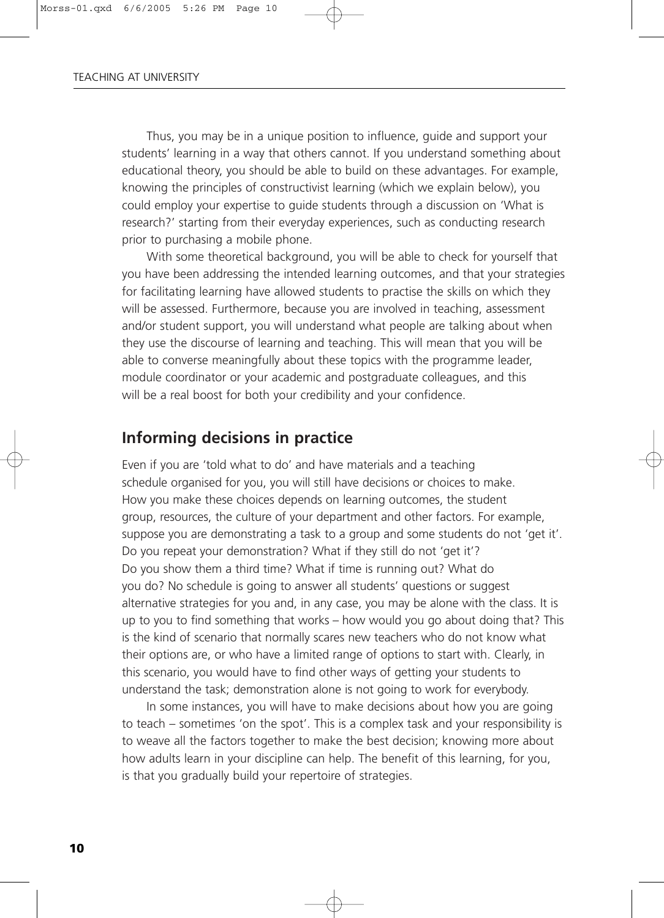Thus, you may be in a unique position to influence, guide and support your students' learning in a way that others cannot. If you understand something about educational theory, you should be able to build on these advantages. For example, knowing the principles of constructivist learning (which we explain below), you could employ your expertise to guide students through a discussion on 'What is research?' starting from their everyday experiences, such as conducting research prior to purchasing a mobile phone.

With some theoretical background, you will be able to check for yourself that you have been addressing the intended learning outcomes, and that your strategies for facilitating learning have allowed students to practise the skills on which they will be assessed. Furthermore, because you are involved in teaching, assessment and/or student support, you will understand what people are talking about when they use the discourse of learning and teaching. This will mean that you will be able to converse meaningfully about these topics with the programme leader, module coordinator or your academic and postgraduate colleagues, and this will be a real boost for both your credibility and your confidence.

## Informing decisions in practice

Even if you are 'told what to do' and have materials and a teaching schedule organised for you, you will still have decisions or choices to make. How you make these choices depends on learning outcomes, the student group, resources, the culture of your department and other factors. For example, suppose you are demonstrating a task to a group and some students do not 'get it'. Do you repeat your demonstration? What if they still do not 'get it'? Do you show them a third time? What if time is running out? What do you do? No schedule is going to answer all students' questions or suggest alternative strategies for you and, in any case, you may be alone with the class. It is up to you to find something that works – how would you go about doing that? This is the kind of scenario that normally scares new teachers who do not know what their options are, or who have a limited range of options to start with. Clearly, in this scenario, you would have to find other ways of getting your students to understand the task; demonstration alone is not going to work for everybody.

In some instances, you will have to make decisions about how you are going to teach – sometimes 'on the spot'. This is a complex task and your responsibility is to weave all the factors together to make the best decision; knowing more about how adults learn in your discipline can help. The benefit of this learning, for you, is that you gradually build your repertoire of strategies.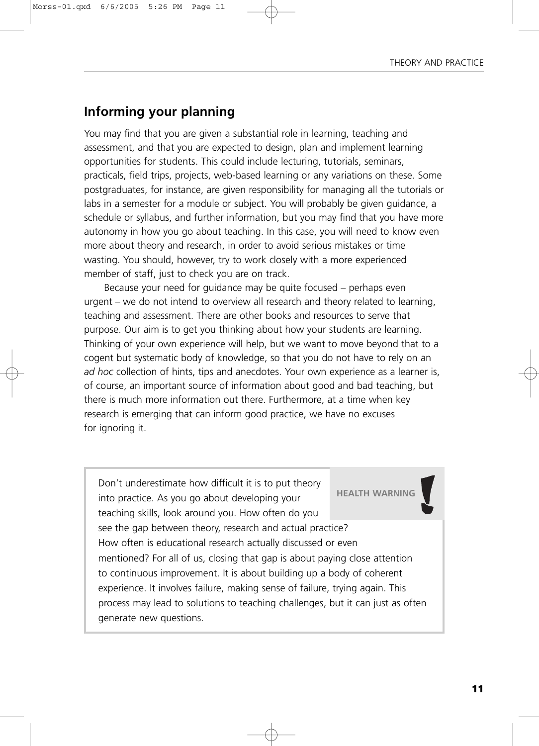## Informing your planning

You may find that you are given a substantial role in learning, teaching and assessment, and that you are expected to design, plan and implement learning opportunities for students. This could include lecturing, tutorials, seminars, practicals, field trips, projects, web-based learning or any variations on these. Some postgraduates, for instance, are given responsibility for managing all the tutorials or labs in a semester for a module or subject. You will probably be given guidance, a schedule or syllabus, and further information, but you may find that you have more autonomy in how you go about teaching. In this case, you will need to know even more about theory and research, in order to avoid serious mistakes or time wasting. You should, however, try to work closely with a more experienced member of staff, just to check you are on track.

Because your need for guidance may be quite focused – perhaps even urgent – we do not intend to overview all research and theory related to learning, teaching and assessment. There are other books and resources to serve that purpose. Our aim is to get you thinking about how your students are learning. Thinking of your own experience will help, but we want to move beyond that to a cogent but systematic body of knowledge, so that you do not have to rely on an *ad hoc* collection of hints, tips and anecdotes. Your own experience as a learner is, of course, an important source of information about good and bad teaching, but there is much more information out there. Furthermore, at a time when key research is emerging that can inform good practice, we have no excuses for ignoring it.

> **HEALTH WARNING !**
>
> Don't underestimate how difficult it is to put theory into practice. As you go about developing your teaching skills, look around you. How often do you see the gap between theory, research and actual practice? How often is educational research actually discussed or even mentioned? For all of us, closing that gap is about paying close attention to continuous improvement. It is about building up a body of coherent experience. It involves failure, making sense of failure, trying again. This process may lead to solutions to teaching challenges, but it can just as often generate new questions.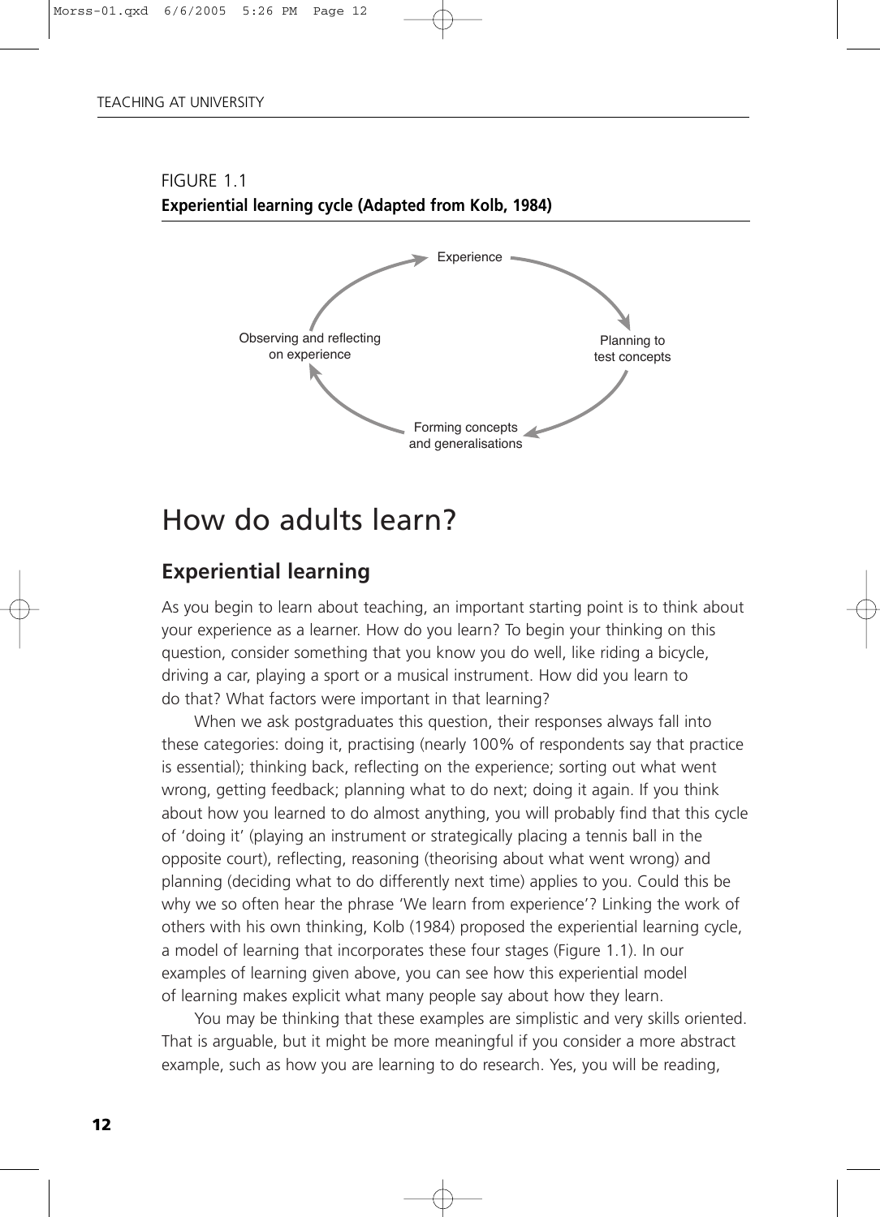FIGURE 1.1
**Experiential learning cycle (Adapted from Kolb, 1984)**

Experience → Planning to test concepts → Forming concepts and generalisations → Observing and reflecting on experience → Experience

# How do adults learn?

## Experiential learning

As you begin to learn about teaching, an important starting point is to think about your experience as a learner. How do you learn? To begin your thinking on this question, consider something that you know you do well, like riding a bicycle, driving a car, playing a sport or a musical instrument. How did you learn to do that? What factors were important in that learning?

When we ask postgraduates this question, their responses always fall into these categories: doing it, practising (nearly 100% of respondents say that practice is essential); thinking back, reflecting on the experience; sorting out what went wrong, getting feedback; planning what to do next; doing it again. If you think about how you learned to do almost anything, you will probably find that this cycle of 'doing it' (playing an instrument or strategically placing a tennis ball in the opposite court), reflecting, reasoning (theorising about what went wrong) and planning (deciding what to do differently next time) applies to you. Could this be why we so often hear the phrase 'We learn from experience'? Linking the work of others with his own thinking, Kolb (1984) proposed the experiential learning cycle, a model of learning that incorporates these four stages (Figure 1.1). In our examples of learning given above, you can see how this experiential model of learning makes explicit what many people say about how they learn.

You may be thinking that these examples are simplistic and very skills oriented. That is arguable, but it might be more meaningful if you consider a more abstract example, such as how you are learning to do research. Yes, you will be reading,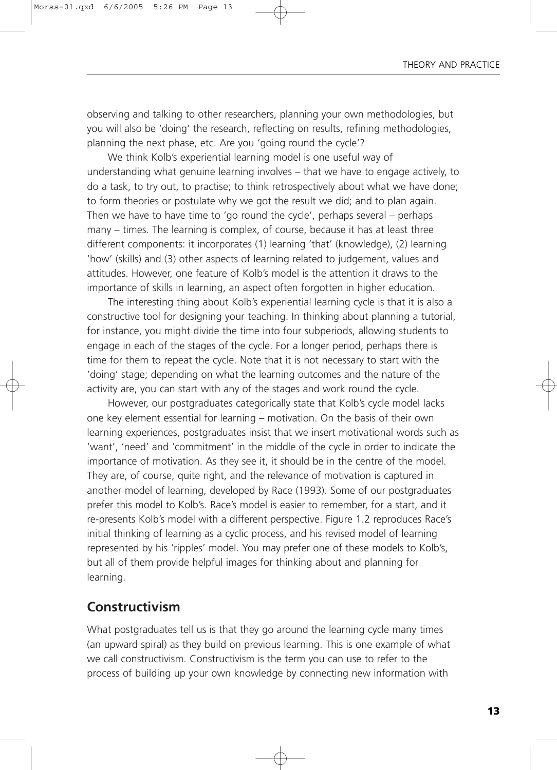observing and talking to other researchers, planning your own methodologies, but you will also be 'doing' the research, reflecting on results, refining methodologies, planning the next phase, etc. Are you 'going round the cycle'?

We think Kolb's experiential learning model is one useful way of understanding what genuine learning involves – that we have to engage actively, to do a task, to try out, to practise; to think retrospectively about what we have done; to form theories or postulate why we got the result we did; and to plan again. Then we have to have time to 'go round the cycle', perhaps several – perhaps many – times. The learning is complex, of course, because it has at least three different components: it incorporates (1) learning 'that' (knowledge), (2) learning 'how' (skills) and (3) other aspects of learning related to judgement, values and attitudes. However, one feature of Kolb's model is the attention it draws to the importance of skills in learning, an aspect often forgotten in higher education.

The interesting thing about Kolb's experiential learning cycle is that it is also a constructive tool for designing your teaching. In thinking about planning a tutorial, for instance, you might divide the time into four subperiods, allowing students to engage in each of the stages of the cycle. For a longer period, perhaps there is time for them to repeat the cycle. Note that it is not necessary to start with the 'doing' stage; depending on what the learning outcomes and the nature of the activity are, you can start with any of the stages and work round the cycle.

However, our postgraduates categorically state that Kolb's cycle model lacks one key element essential for learning – motivation. On the basis of their own learning experiences, postgraduates insist that we insert motivational words such as 'want', 'need' and 'commitment' in the middle of the cycle in order to indicate the importance of motivation. As they see it, it should be in the centre of the model. They are, of course, quite right, and the relevance of motivation is captured in another model of learning, developed by Race (1993). Some of our postgraduates prefer this model to Kolb's. Race's model is easier to remember, for a start, and it re-presents Kolb's model with a different perspective. Figure 1.2 reproduces Race's initial thinking of learning as a cyclic process, and his revised model of learning represented by his 'ripples' model. You may prefer one of these models to Kolb's, but all of them provide helpful images for thinking about and planning for learning.

## Constructivism

What postgraduates tell us is that they go around the learning cycle many times (an upward spiral) as they build on previous learning. This is one example of what we call constructivism. Constructivism is the term you can use to refer to the process of building up your own knowledge by connecting new information with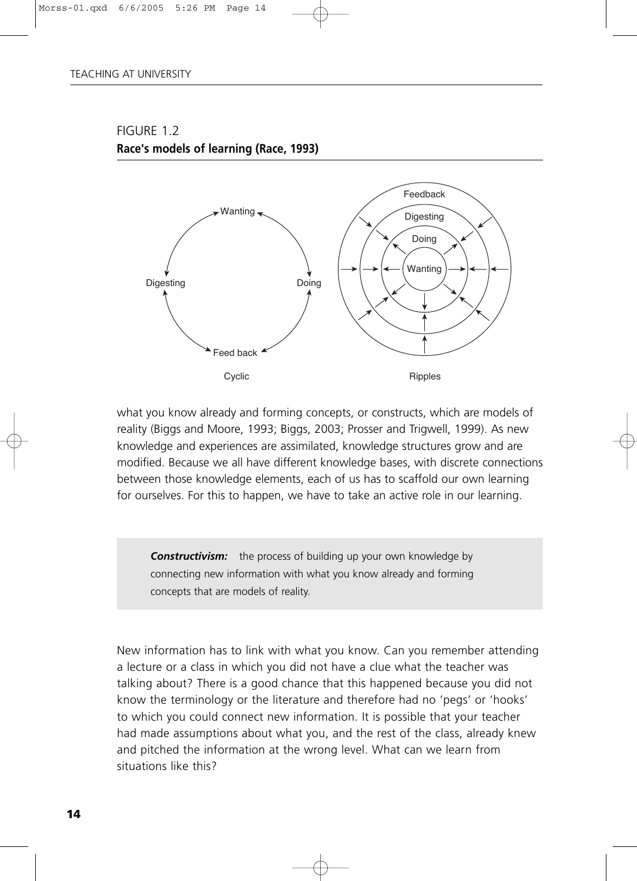FIGURE 1.2
**Race's models of learning (Race, 1993)**

what you know already and forming concepts, or constructs, which are models of reality (Biggs and Moore, 1993; Biggs, 2003; Prosser and Trigwell, 1999). As new knowledge and experiences are assimilated, knowledge structures grow and are modified. Because we all have different knowledge bases, with discrete connections between those knowledge elements, each of us has to scaffold our own learning for ourselves. For this to happen, we have to take an active role in our learning.

> ***Constructivism:*** the process of building up your own knowledge by connecting new information with what you know already and forming concepts that are models of reality.

New information has to link with what you know. Can you remember attending a lecture or a class in which you did not have a clue what the teacher was talking about? There is a good chance that this happened because you did not know the terminology or the literature and therefore had no 'pegs' or 'hooks' to which you could connect new information. It is possible that your teacher had made assumptions about what you, and the rest of the class, already knew and pitched the information at the wrong level. What can we learn from situations like this?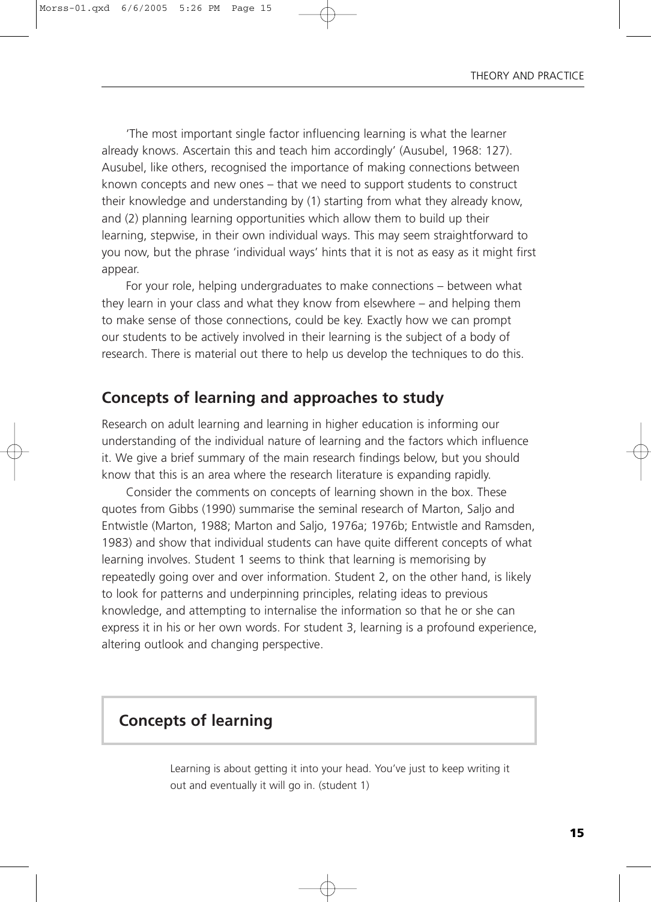'The most important single factor influencing learning is what the learner already knows. Ascertain this and teach him accordingly' (Ausubel, 1968: 127). Ausubel, like others, recognised the importance of making connections between known concepts and new ones – that we need to support students to construct their knowledge and understanding by (1) starting from what they already know, and (2) planning learning opportunities which allow them to build up their learning, stepwise, in their own individual ways. This may seem straightforward to you now, but the phrase 'individual ways' hints that it is not as easy as it might first appear.

For your role, helping undergraduates to make connections – between what they learn in your class and what they know from elsewhere – and helping them to make sense of those connections, could be key. Exactly how we can prompt our students to be actively involved in their learning is the subject of a body of research. There is material out there to help us develop the techniques to do this.

## Concepts of learning and approaches to study

Research on adult learning and learning in higher education is informing our understanding of the individual nature of learning and the factors which influence it. We give a brief summary of the main research findings below, but you should know that this is an area where the research literature is expanding rapidly.

Consider the comments on concepts of learning shown in the box. These quotes from Gibbs (1990) summarise the seminal research of Marton, Saljo and Entwistle (Marton, 1988; Marton and Saljo, 1976a; 1976b; Entwistle and Ramsden, 1983) and show that individual students can have quite different concepts of what learning involves. Student 1 seems to think that learning is memorising by repeatedly going over and over information. Student 2, on the other hand, is likely to look for patterns and underpinning principles, relating ideas to previous knowledge, and attempting to internalise the information so that he or she can express it in his or her own words. For student 3, learning is a profound experience, altering outlook and changing perspective.

### Concepts of learning

> Learning is about getting it into your head. You've just to keep writing it out and eventually it will go in. (student 1)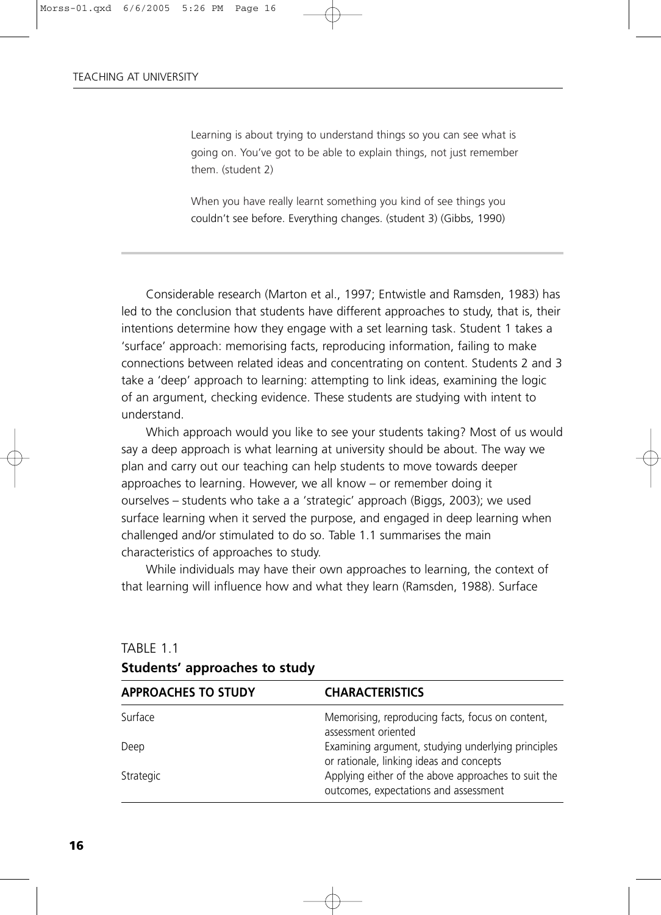> Learning is about trying to understand things so you can see what is going on. You've got to be able to explain things, not just remember them. (student 2)
>
> When you have really learnt something you kind of see things you couldn't see before. Everything changes. (student 3) (Gibbs, 1990)

Considerable research (Marton et al., 1997; Entwistle and Ramsden, 1983) has led to the conclusion that students have different approaches to study, that is, their intentions determine how they engage with a set learning task. Student 1 takes a 'surface' approach: memorising facts, reproducing information, failing to make connections between related ideas and concentrating on content. Students 2 and 3 take a 'deep' approach to learning: attempting to link ideas, examining the logic of an argument, checking evidence. These students are studying with intent to understand.

Which approach would you like to see your students taking? Most of us would say a deep approach is what learning at university should be about. The way we plan and carry out our teaching can help students to move towards deeper approaches to learning. However, we all know – or remember doing it ourselves – students who take a a 'strategic' approach (Biggs, 2003); we used surface learning when it served the purpose, and engaged in deep learning when challenged and/or stimulated to do so. Table 1.1 summarises the main characteristics of approaches to study.

While individuals may have their own approaches to learning, the context of that learning will influence how and what they learn (Ramsden, 1988). Surface

TABLE 1.1
**Students' approaches to study**

| APPROACHES TO STUDY | CHARACTERISTICS |
|---|---|
| Surface | Memorising, reproducing facts, focus on content, assessment oriented |
| Deep | Examining argument, studying underlying principles or rationale, linking ideas and concepts |
| Strategic | Applying either of the above approaches to suit the outcomes, expectations and assessment |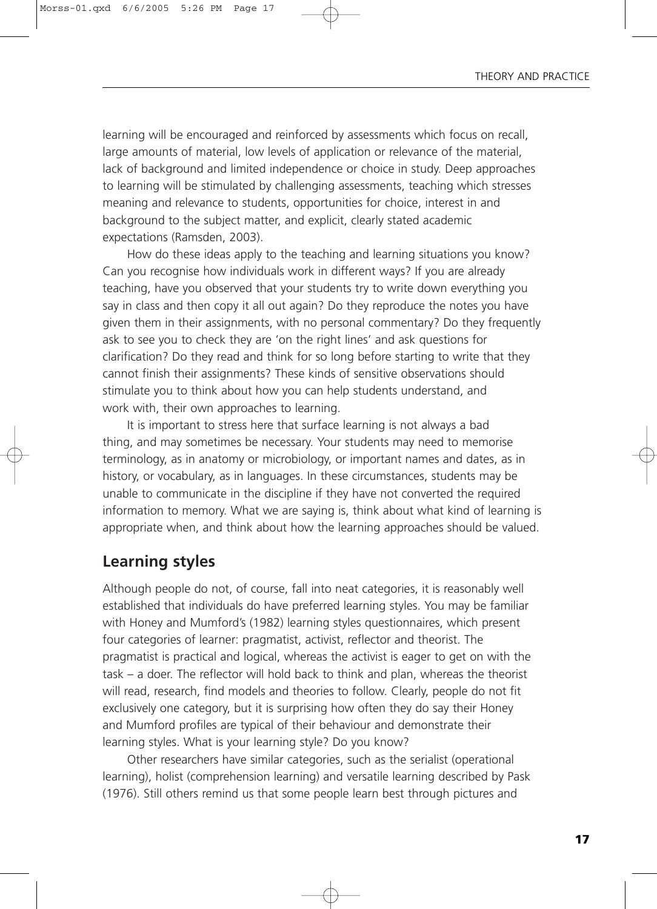learning will be encouraged and reinforced by assessments which focus on recall, large amounts of material, low levels of application or relevance of the material, lack of background and limited independence or choice in study. Deep approaches to learning will be stimulated by challenging assessments, teaching which stresses meaning and relevance to students, opportunities for choice, interest in and background to the subject matter, and explicit, clearly stated academic expectations (Ramsden, 2003).

How do these ideas apply to the teaching and learning situations you know? Can you recognise how individuals work in different ways? If you are already teaching, have you observed that your students try to write down everything you say in class and then copy it all out again? Do they reproduce the notes you have given them in their assignments, with no personal commentary? Do they frequently ask to see you to check they are 'on the right lines' and ask questions for clarification? Do they read and think for so long before starting to write that they cannot finish their assignments? These kinds of sensitive observations should stimulate you to think about how you can help students understand, and work with, their own approaches to learning.

It is important to stress here that surface learning is not always a bad thing, and may sometimes be necessary. Your students may need to memorise terminology, as in anatomy or microbiology, or important names and dates, as in history, or vocabulary, as in languages. In these circumstances, students may be unable to communicate in the discipline if they have not converted the required information to memory. What we are saying is, think about what kind of learning is appropriate when, and think about how the learning approaches should be valued.

## Learning styles

Although people do not, of course, fall into neat categories, it is reasonably well established that individuals do have preferred learning styles. You may be familiar with Honey and Mumford's (1982) learning styles questionnaires, which present four categories of learner: pragmatist, activist, reflector and theorist. The pragmatist is practical and logical, whereas the activist is eager to get on with the task – a doer. The reflector will hold back to think and plan, whereas the theorist will read, research, find models and theories to follow. Clearly, people do not fit exclusively one category, but it is surprising how often they do say their Honey and Mumford profiles are typical of their behaviour and demonstrate their learning styles. What is your learning style? Do you know?

Other researchers have similar categories, such as the serialist (operational learning), holist (comprehension learning) and versatile learning described by Pask (1976). Still others remind us that some people learn best through pictures and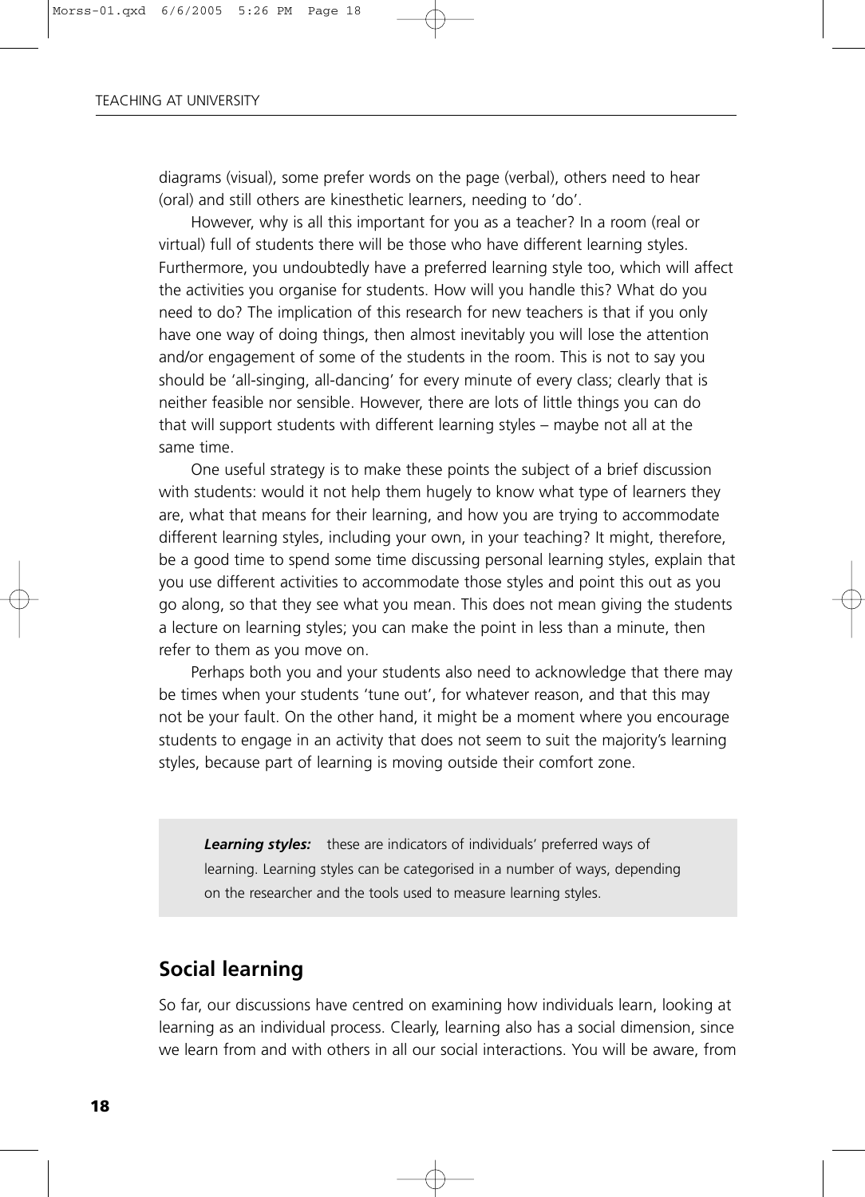diagrams (visual), some prefer words on the page (verbal), others need to hear (oral) and still others are kinesthetic learners, needing to 'do'.

However, why is all this important for you as a teacher? In a room (real or virtual) full of students there will be those who have different learning styles. Furthermore, you undoubtedly have a preferred learning style too, which will affect the activities you organise for students. How will you handle this? What do you need to do? The implication of this research for new teachers is that if you only have one way of doing things, then almost inevitably you will lose the attention and/or engagement of some of the students in the room. This is not to say you should be 'all-singing, all-dancing' for every minute of every class; clearly that is neither feasible nor sensible. However, there are lots of little things you can do that will support students with different learning styles – maybe not all at the same time.

One useful strategy is to make these points the subject of a brief discussion with students: would it not help them hugely to know what type of learners they are, what that means for their learning, and how you are trying to accommodate different learning styles, including your own, in your teaching? It might, therefore, be a good time to spend some time discussing personal learning styles, explain that you use different activities to accommodate those styles and point this out as you go along, so that they see what you mean. This does not mean giving the students a lecture on learning styles; you can make the point in less than a minute, then refer to them as you move on.

Perhaps both you and your students also need to acknowledge that there may be times when your students 'tune out', for whatever reason, and that this may not be your fault. On the other hand, it might be a moment where you encourage students to engage in an activity that does not seem to suit the majority's learning styles, because part of learning is moving outside their comfort zone.

> ***Learning styles:*** these are indicators of individuals' preferred ways of learning. Learning styles can be categorised in a number of ways, depending on the researcher and the tools used to measure learning styles.

## Social learning

So far, our discussions have centred on examining how individuals learn, looking at learning as an individual process. Clearly, learning also has a social dimension, since we learn from and with others in all our social interactions. You will be aware, from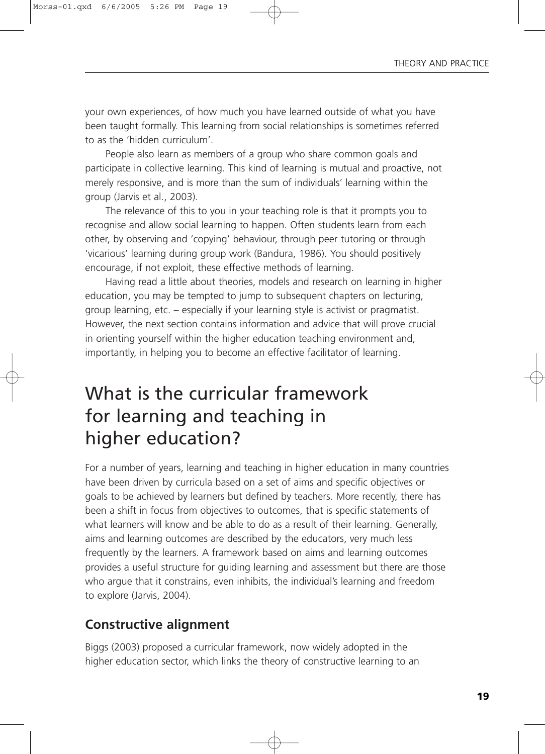your own experiences, of how much you have learned outside of what you have been taught formally. This learning from social relationships is sometimes referred to as the 'hidden curriculum'.

People also learn as members of a group who share common goals and participate in collective learning. This kind of learning is mutual and proactive, not merely responsive, and is more than the sum of individuals' learning within the group (Jarvis et al., 2003).

The relevance of this to you in your teaching role is that it prompts you to recognise and allow social learning to happen. Often students learn from each other, by observing and 'copying' behaviour, through peer tutoring or through 'vicarious' learning during group work (Bandura, 1986). You should positively encourage, if not exploit, these effective methods of learning.

Having read a little about theories, models and research on learning in higher education, you may be tempted to jump to subsequent chapters on lecturing, group learning, etc. – especially if your learning style is activist or pragmatist. However, the next section contains information and advice that will prove crucial in orienting yourself within the higher education teaching environment and, importantly, in helping you to become an effective facilitator of learning.

# What is the curricular framework for learning and teaching in higher education?

For a number of years, learning and teaching in higher education in many countries have been driven by curricula based on a set of aims and specific objectives or goals to be achieved by learners but defined by teachers. More recently, there has been a shift in focus from objectives to outcomes, that is specific statements of what learners will know and be able to do as a result of their learning. Generally, aims and learning outcomes are described by the educators, very much less frequently by the learners. A framework based on aims and learning outcomes provides a useful structure for guiding learning and assessment but there are those who argue that it constrains, even inhibits, the individual's learning and freedom to explore (Jarvis, 2004).

## Constructive alignment

Biggs (2003) proposed a curricular framework, now widely adopted in the higher education sector, which links the theory of constructive learning to an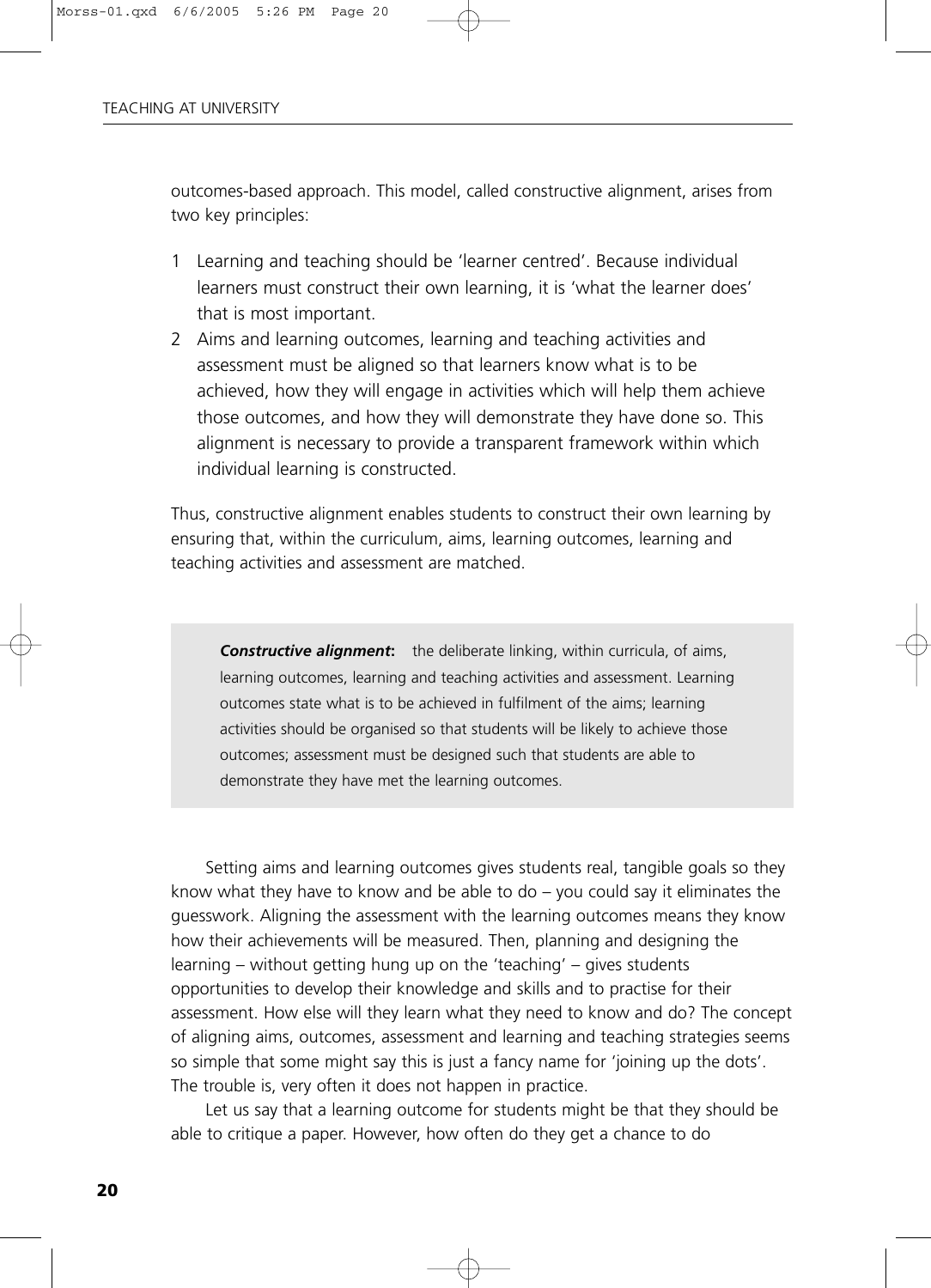outcomes-based approach. This model, called constructive alignment, arises from two key principles:

1 Learning and teaching should be 'learner centred'. Because individual learners must construct their own learning, it is 'what the learner does' that is most important.
2 Aims and learning outcomes, learning and teaching activities and assessment must be aligned so that learners know what is to be achieved, how they will engage in activities which will help them achieve those outcomes, and how they will demonstrate they have done so. This alignment is necessary to provide a transparent framework within which individual learning is constructed.

Thus, constructive alignment enables students to construct their own learning by ensuring that, within the curriculum, aims, learning outcomes, learning and teaching activities and assessment are matched.

> ***Constructive alignment*****:** the deliberate linking, within curricula, of aims, learning outcomes, learning and teaching activities and assessment. Learning outcomes state what is to be achieved in fulfilment of the aims; learning activities should be organised so that students will be likely to achieve those outcomes; assessment must be designed such that students are able to demonstrate they have met the learning outcomes.

Setting aims and learning outcomes gives students real, tangible goals so they know what they have to know and be able to do – you could say it eliminates the guesswork. Aligning the assessment with the learning outcomes means they know how their achievements will be measured. Then, planning and designing the learning – without getting hung up on the 'teaching' – gives students opportunities to develop their knowledge and skills and to practise for their assessment. How else will they learn what they need to know and do? The concept of aligning aims, outcomes, assessment and learning and teaching strategies seems so simple that some might say this is just a fancy name for 'joining up the dots'. The trouble is, very often it does not happen in practice.

Let us say that a learning outcome for students might be that they should be able to critique a paper. However, how often do they get a chance to do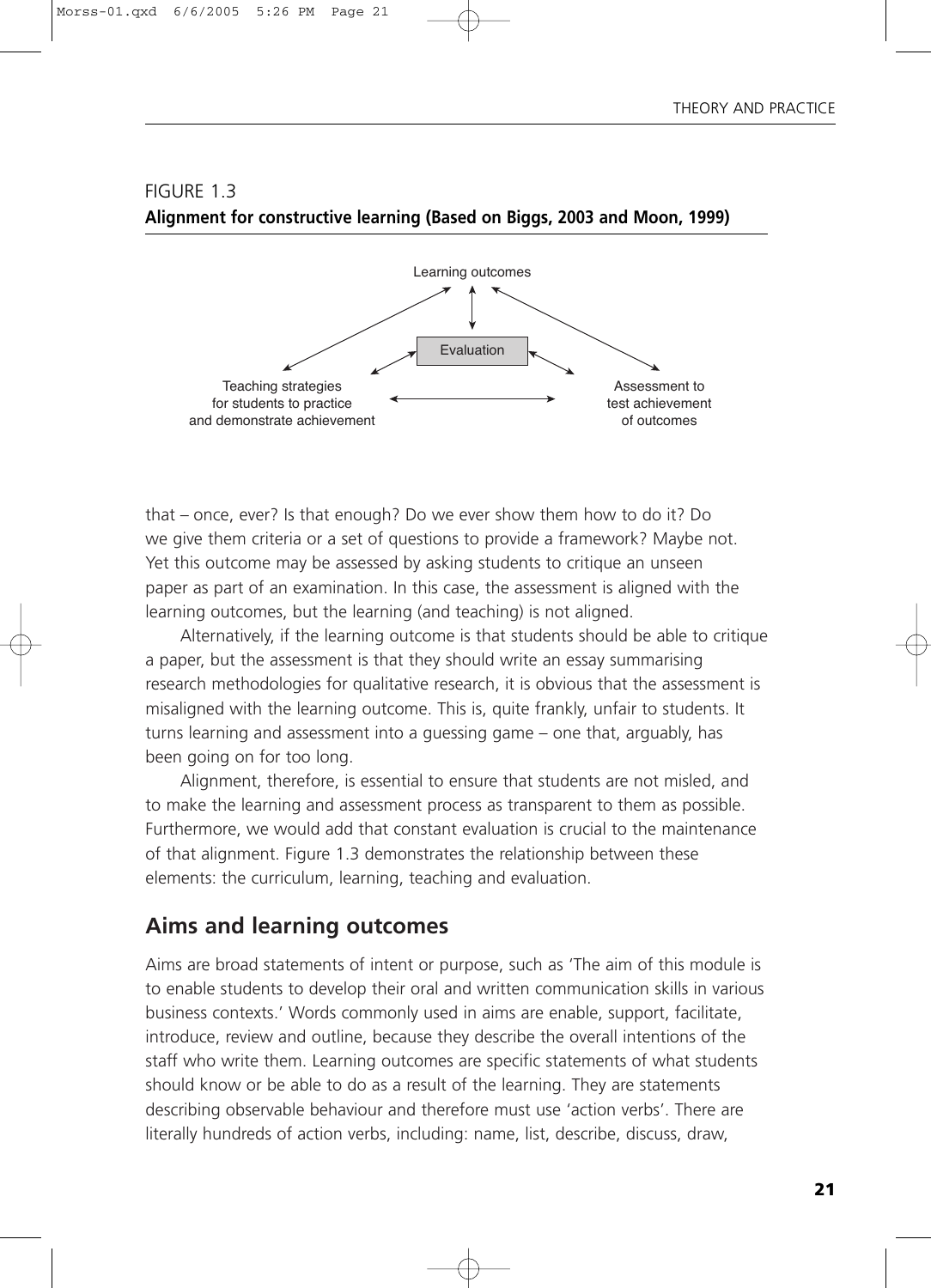FIGURE 1.3
**Alignment for constructive learning (Based on Biggs, 2003 and Moon, 1999)**

Learning outcomes

Evaluation

Teaching strategies
for students to practice
and demonstrate achievement

Assessment to
test achievement
of outcomes

that – once, ever? Is that enough? Do we ever show them how to do it? Do we give them criteria or a set of questions to provide a framework? Maybe not. Yet this outcome may be assessed by asking students to critique an unseen paper as part of an examination. In this case, the assessment is aligned with the learning outcomes, but the learning (and teaching) is not aligned.

Alternatively, if the learning outcome is that students should be able to critique a paper, but the assessment is that they should write an essay summarising research methodologies for qualitative research, it is obvious that the assessment is misaligned with the learning outcome. This is, quite frankly, unfair to students. It turns learning and assessment into a guessing game – one that, arguably, has been going on for too long.

Alignment, therefore, is essential to ensure that students are not misled, and to make the learning and assessment process as transparent to them as possible. Furthermore, we would add that constant evaluation is crucial to the maintenance of that alignment. Figure 1.3 demonstrates the relationship between these elements: the curriculum, learning, teaching and evaluation.

## Aims and learning outcomes

Aims are broad statements of intent or purpose, such as 'The aim of this module is to enable students to develop their oral and written communication skills in various business contexts.' Words commonly used in aims are enable, support, facilitate, introduce, review and outline, because they describe the overall intentions of the staff who write them. Learning outcomes are specific statements of what students should know or be able to do as a result of the learning. They are statements describing observable behaviour and therefore must use 'action verbs'. There are literally hundreds of action verbs, including: name, list, describe, discuss, draw,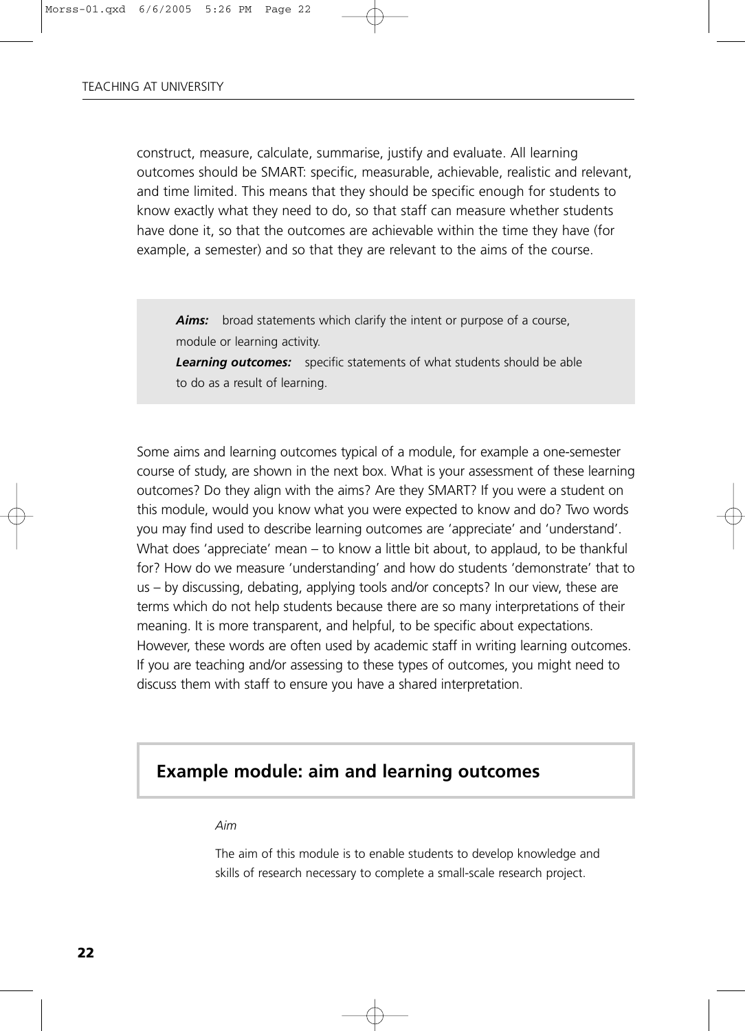construct, measure, calculate, summarise, justify and evaluate. All learning outcomes should be SMART: specific, measurable, achievable, realistic and relevant, and time limited. This means that they should be specific enough for students to know exactly what they need to do, so that staff can measure whether students have done it, so that the outcomes are achievable within the time they have (for example, a semester) and so that they are relevant to the aims of the course.

> ***Aims:*** broad statements which clarify the intent or purpose of a course, module or learning activity.
> ***Learning outcomes:*** specific statements of what students should be able to do as a result of learning.

Some aims and learning outcomes typical of a module, for example a one-semester course of study, are shown in the next box. What is your assessment of these learning outcomes? Do they align with the aims? Are they SMART? If you were a student on this module, would you know what you were expected to know and do? Two words you may find used to describe learning outcomes are 'appreciate' and 'understand'. What does 'appreciate' mean – to know a little bit about, to applaud, to be thankful for? How do we measure 'understanding' and how do students 'demonstrate' that to us – by discussing, debating, applying tools and/or concepts? In our view, these are terms which do not help students because there are so many interpretations of their meaning. It is more transparent, and helpful, to be specific about expectations. However, these words are often used by academic staff in writing learning outcomes. If you are teaching and/or assessing to these types of outcomes, you might need to discuss them with staff to ensure you have a shared interpretation.

## Example module: aim and learning outcomes

*Aim*

The aim of this module is to enable students to develop knowledge and skills of research necessary to complete a small-scale research project.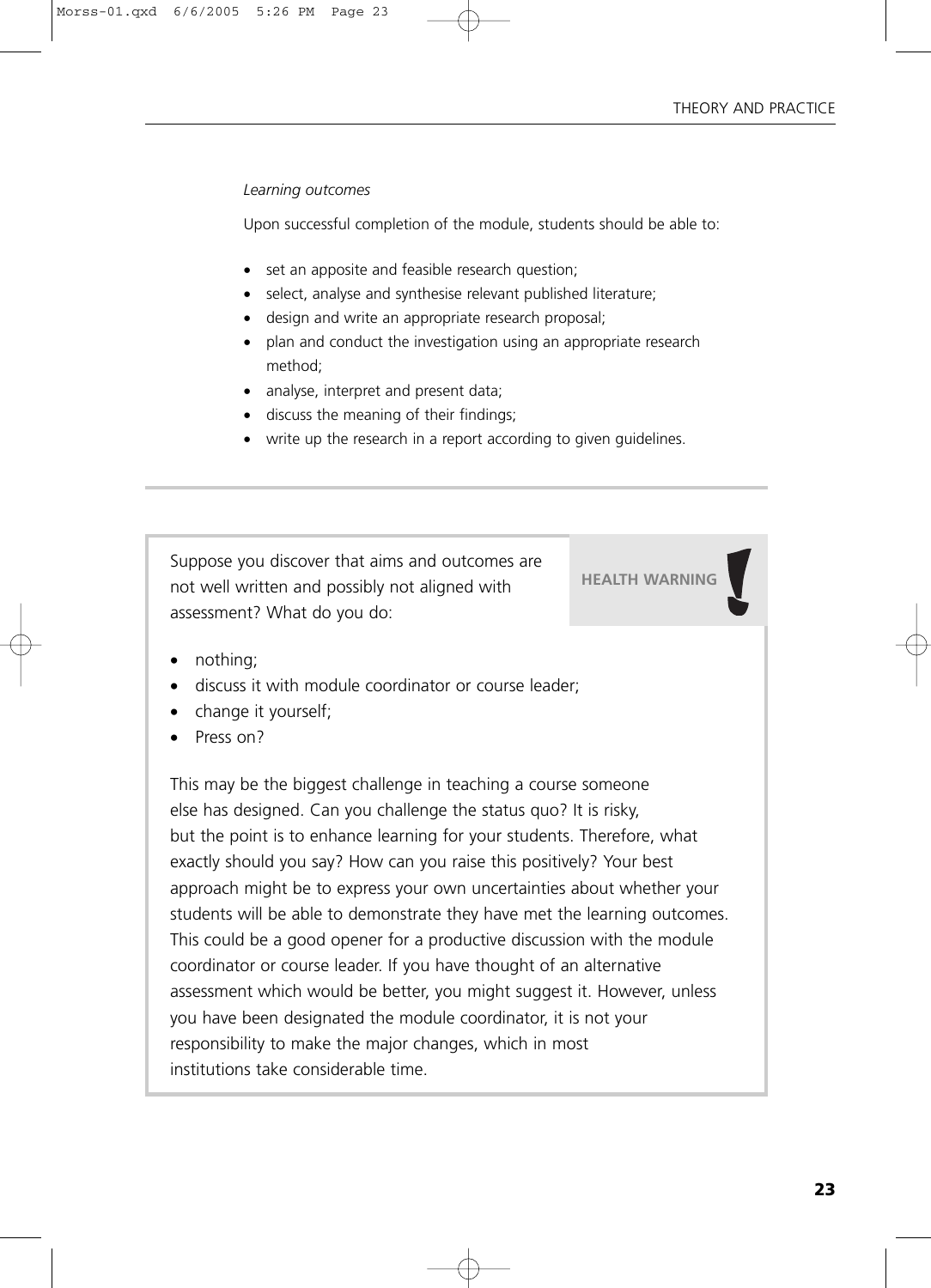*Learning outcomes*

Upon successful completion of the module, students should be able to:

- set an apposite and feasible research question;
- select, analyse and synthesise relevant published literature;
- design and write an appropriate research proposal;
- plan and conduct the investigation using an appropriate research method;
- analyse, interpret and present data;
- discuss the meaning of their findings;
- write up the research in a report according to given guidelines.

---

**HEALTH WARNING !**

Suppose you discover that aims and outcomes are not well written and possibly not aligned with assessment? What do you do:

- nothing;
- discuss it with module coordinator or course leader;
- change it yourself;
- Press on?

This may be the biggest challenge in teaching a course someone else has designed. Can you challenge the status quo? It is risky, but the point is to enhance learning for your students. Therefore, what exactly should you say? How can you raise this positively? Your best approach might be to express your own uncertainties about whether your students will be able to demonstrate they have met the learning outcomes. This could be a good opener for a productive discussion with the module coordinator or course leader. If you have thought of an alternative assessment which would be better, you might suggest it. However, unless you have been designated the module coordinator, it is not your responsibility to make the major changes, which in most institutions take considerable time.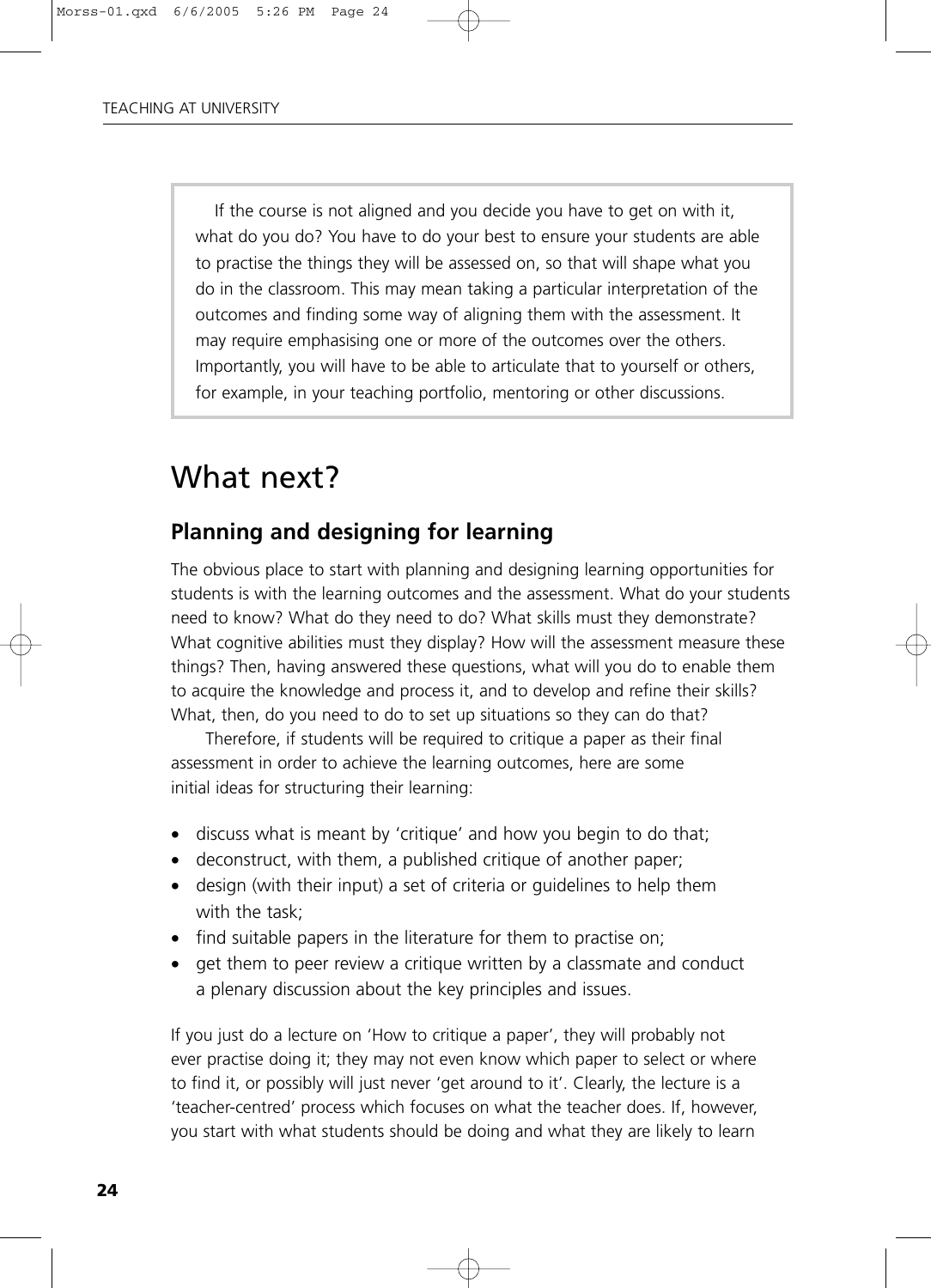> If the course is not aligned and you decide you have to get on with it, what do you do? You have to do your best to ensure your students are able to practise the things they will be assessed on, so that will shape what you do in the classroom. This may mean taking a particular interpretation of the outcomes and finding some way of aligning them with the assessment. It may require emphasising one or more of the outcomes over the others. Importantly, you will have to be able to articulate that to yourself or others, for example, in your teaching portfolio, mentoring or other discussions.

# What next?

## Planning and designing for learning

The obvious place to start with planning and designing learning opportunities for students is with the learning outcomes and the assessment. What do your students need to know? What do they need to do? What skills must they demonstrate? What cognitive abilities must they display? How will the assessment measure these things? Then, having answered these questions, what will you do to enable them to acquire the knowledge and process it, and to develop and refine their skills? What, then, do you need to do to set up situations so they can do that?

Therefore, if students will be required to critique a paper as their final assessment in order to achieve the learning outcomes, here are some initial ideas for structuring their learning:

- discuss what is meant by 'critique' and how you begin to do that;
- deconstruct, with them, a published critique of another paper;
- design (with their input) a set of criteria or guidelines to help them with the task;
- find suitable papers in the literature for them to practise on;
- get them to peer review a critique written by a classmate and conduct a plenary discussion about the key principles and issues.

If you just do a lecture on 'How to critique a paper', they will probably not ever practise doing it; they may not even know which paper to select or where to find it, or possibly will just never 'get around to it'. Clearly, the lecture is a 'teacher-centred' process which focuses on what the teacher does. If, however, you start with what students should be doing and what they are likely to learn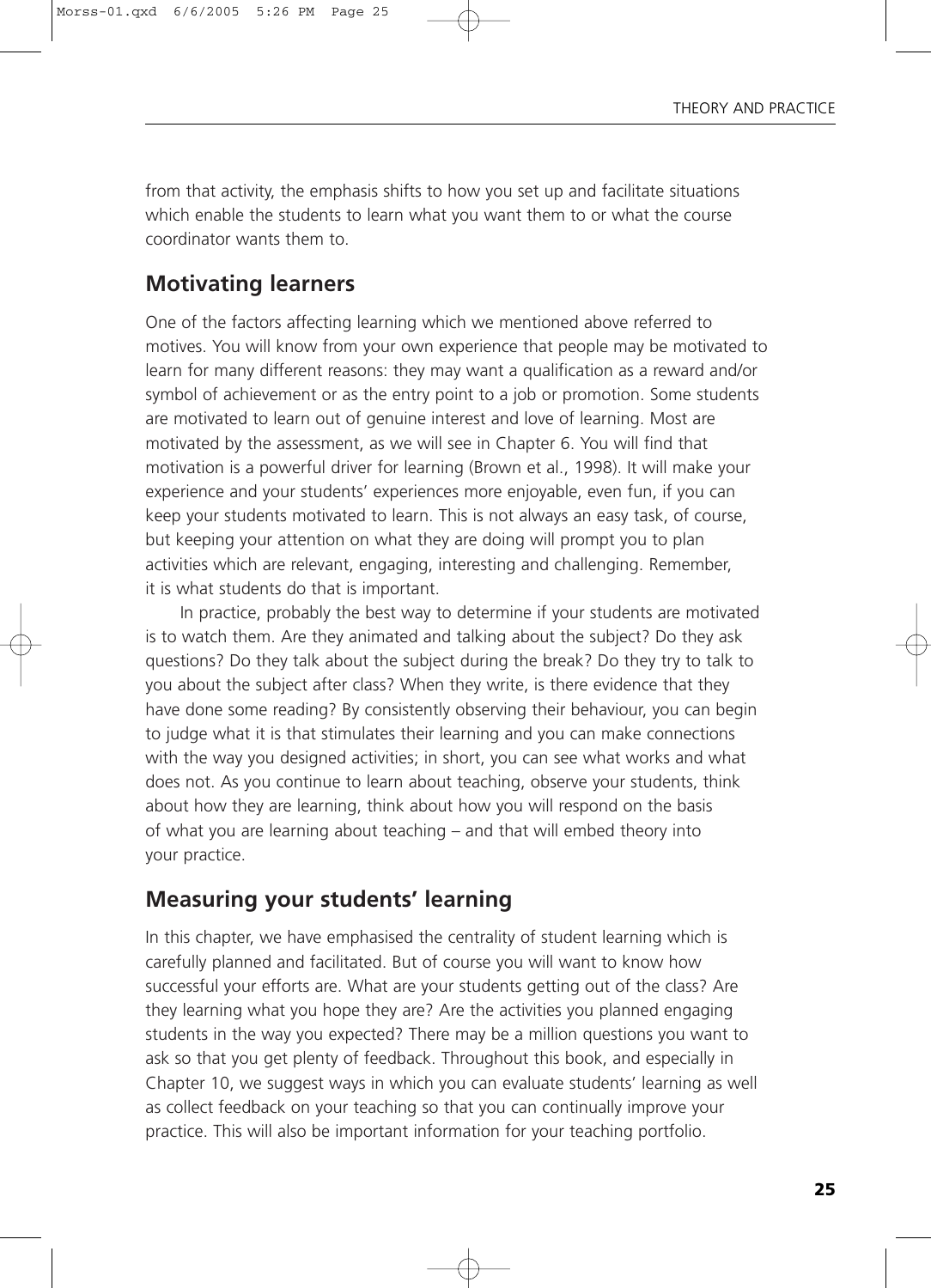from that activity, the emphasis shifts to how you set up and facilitate situations which enable the students to learn what you want them to or what the course coordinator wants them to.

## Motivating learners

One of the factors affecting learning which we mentioned above referred to motives. You will know from your own experience that people may be motivated to learn for many different reasons: they may want a qualification as a reward and/or symbol of achievement or as the entry point to a job or promotion. Some students are motivated to learn out of genuine interest and love of learning. Most are motivated by the assessment, as we will see in Chapter 6. You will find that motivation is a powerful driver for learning (Brown et al., 1998). It will make your experience and your students' experiences more enjoyable, even fun, if you can keep your students motivated to learn. This is not always an easy task, of course, but keeping your attention on what they are doing will prompt you to plan activities which are relevant, engaging, interesting and challenging. Remember, it is what students do that is important.

In practice, probably the best way to determine if your students are motivated is to watch them. Are they animated and talking about the subject? Do they ask questions? Do they talk about the subject during the break? Do they try to talk to you about the subject after class? When they write, is there evidence that they have done some reading? By consistently observing their behaviour, you can begin to judge what it is that stimulates their learning and you can make connections with the way you designed activities; in short, you can see what works and what does not. As you continue to learn about teaching, observe your students, think about how they are learning, think about how you will respond on the basis of what you are learning about teaching – and that will embed theory into your practice.

## Measuring your students' learning

In this chapter, we have emphasised the centrality of student learning which is carefully planned and facilitated. But of course you will want to know how successful your efforts are. What are your students getting out of the class? Are they learning what you hope they are? Are the activities you planned engaging students in the way you expected? There may be a million questions you want to ask so that you get plenty of feedback. Throughout this book, and especially in Chapter 10, we suggest ways in which you can evaluate students' learning as well as collect feedback on your teaching so that you can continually improve your practice. This will also be important information for your teaching portfolio.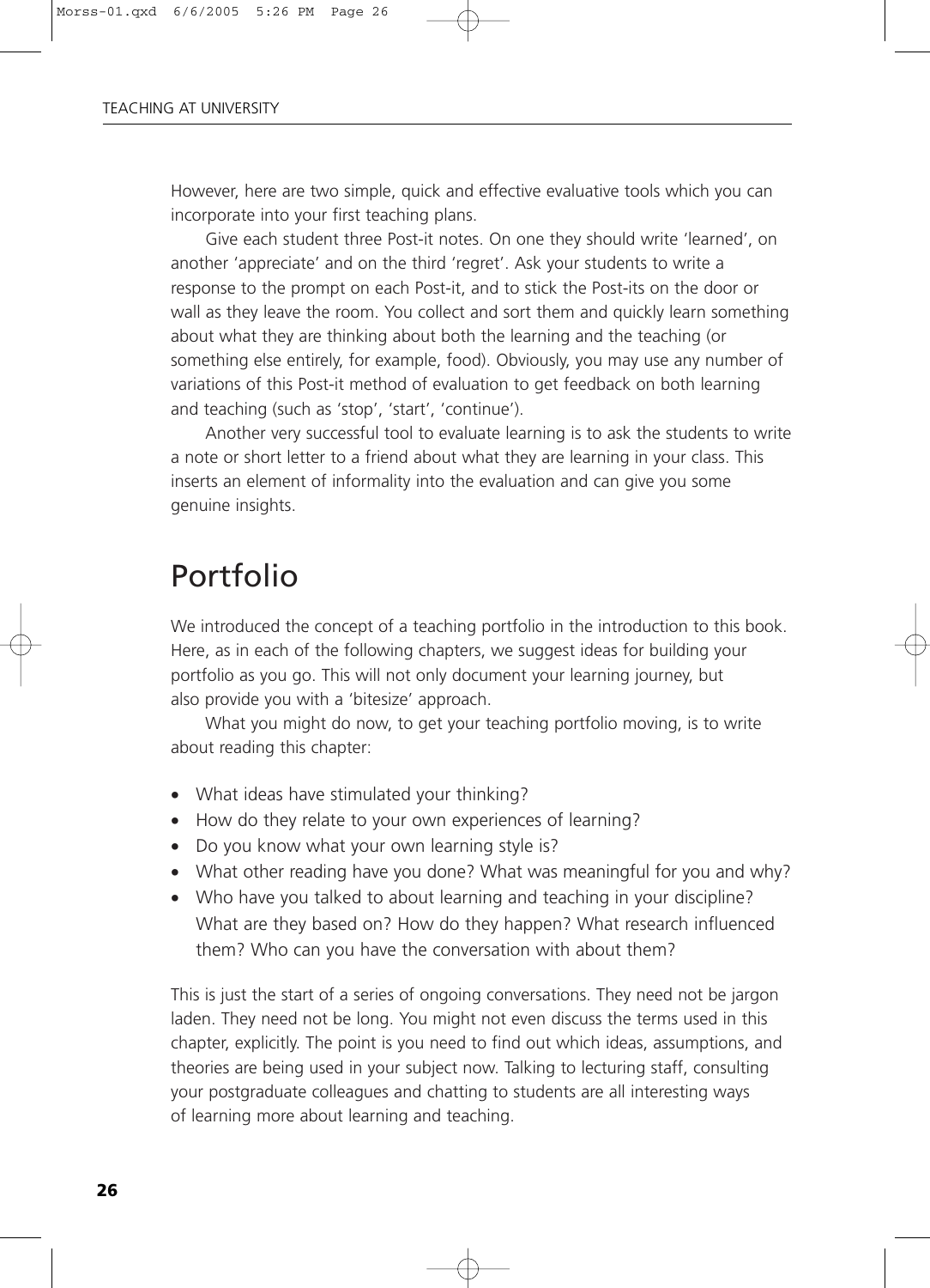However, here are two simple, quick and effective evaluative tools which you can incorporate into your first teaching plans.

Give each student three Post-it notes. On one they should write 'learned', on another 'appreciate' and on the third 'regret'. Ask your students to write a response to the prompt on each Post-it, and to stick the Post-its on the door or wall as they leave the room. You collect and sort them and quickly learn something about what they are thinking about both the learning and the teaching (or something else entirely, for example, food). Obviously, you may use any number of variations of this Post-it method of evaluation to get feedback on both learning and teaching (such as 'stop', 'start', 'continue').

Another very successful tool to evaluate learning is to ask the students to write a note or short letter to a friend about what they are learning in your class. This inserts an element of informality into the evaluation and can give you some genuine insights.

## Portfolio

We introduced the concept of a teaching portfolio in the introduction to this book. Here, as in each of the following chapters, we suggest ideas for building your portfolio as you go. This will not only document your learning journey, but also provide you with a 'bitesize' approach.

What you might do now, to get your teaching portfolio moving, is to write about reading this chapter:

- What ideas have stimulated your thinking?
- How do they relate to your own experiences of learning?
- Do you know what your own learning style is?
- What other reading have you done? What was meaningful for you and why?
- Who have you talked to about learning and teaching in your discipline? What are they based on? How do they happen? What research influenced them? Who can you have the conversation with about them?

This is just the start of a series of ongoing conversations. They need not be jargon laden. They need not be long. You might not even discuss the terms used in this chapter, explicitly. The point is you need to find out which ideas, assumptions, and theories are being used in your subject now. Talking to lecturing staff, consulting your postgraduate colleagues and chatting to students are all interesting ways of learning more about learning and teaching.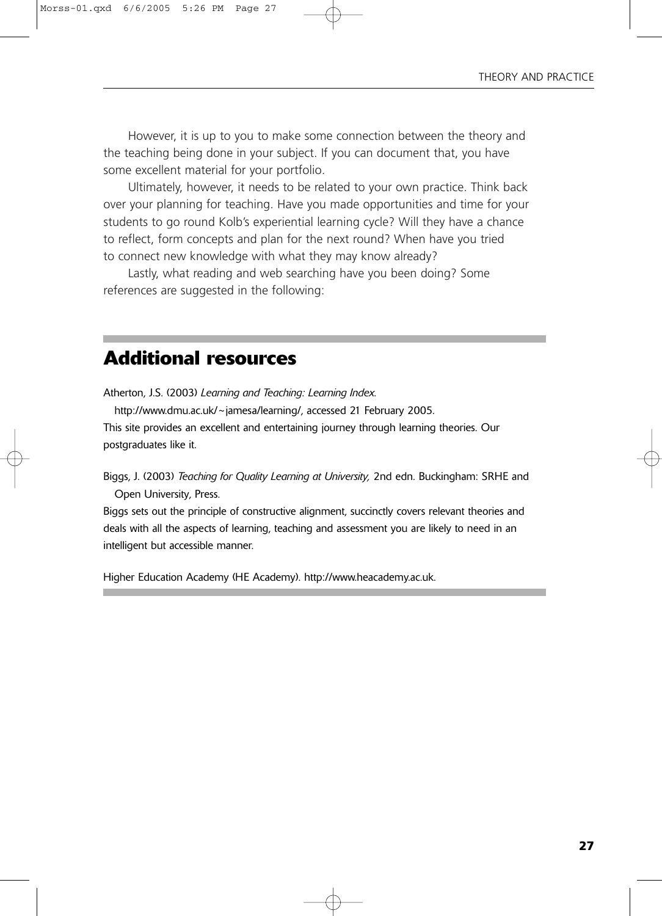However, it is up to you to make some connection between the theory and the teaching being done in your subject. If you can document that, you have some excellent material for your portfolio.

Ultimately, however, it needs to be related to your own practice. Think back over your planning for teaching. Have you made opportunities and time for your students to go round Kolb's experiential learning cycle? Will they have a chance to reflect, form concepts and plan for the next round? When have you tried to connect new knowledge with what they may know already?

Lastly, what reading and web searching have you been doing? Some references are suggested in the following:

## Additional resources

Atherton, J.S. (2003) *Learning and Teaching: Learning Index.* http://www.dmu.ac.uk/~jamesa/learning/, accessed 21 February 2005.

This site provides an excellent and entertaining journey through learning theories. Our postgraduates like it.

Biggs, J. (2003) *Teaching for Quality Learning at University,* 2nd edn. Buckingham: SRHE and Open University, Press.

Biggs sets out the principle of constructive alignment, succinctly covers relevant theories and deals with all the aspects of learning, teaching and assessment you are likely to need in an intelligent but accessible manner.

Higher Education Academy (HE Academy). http://www.heacademy.ac.uk.